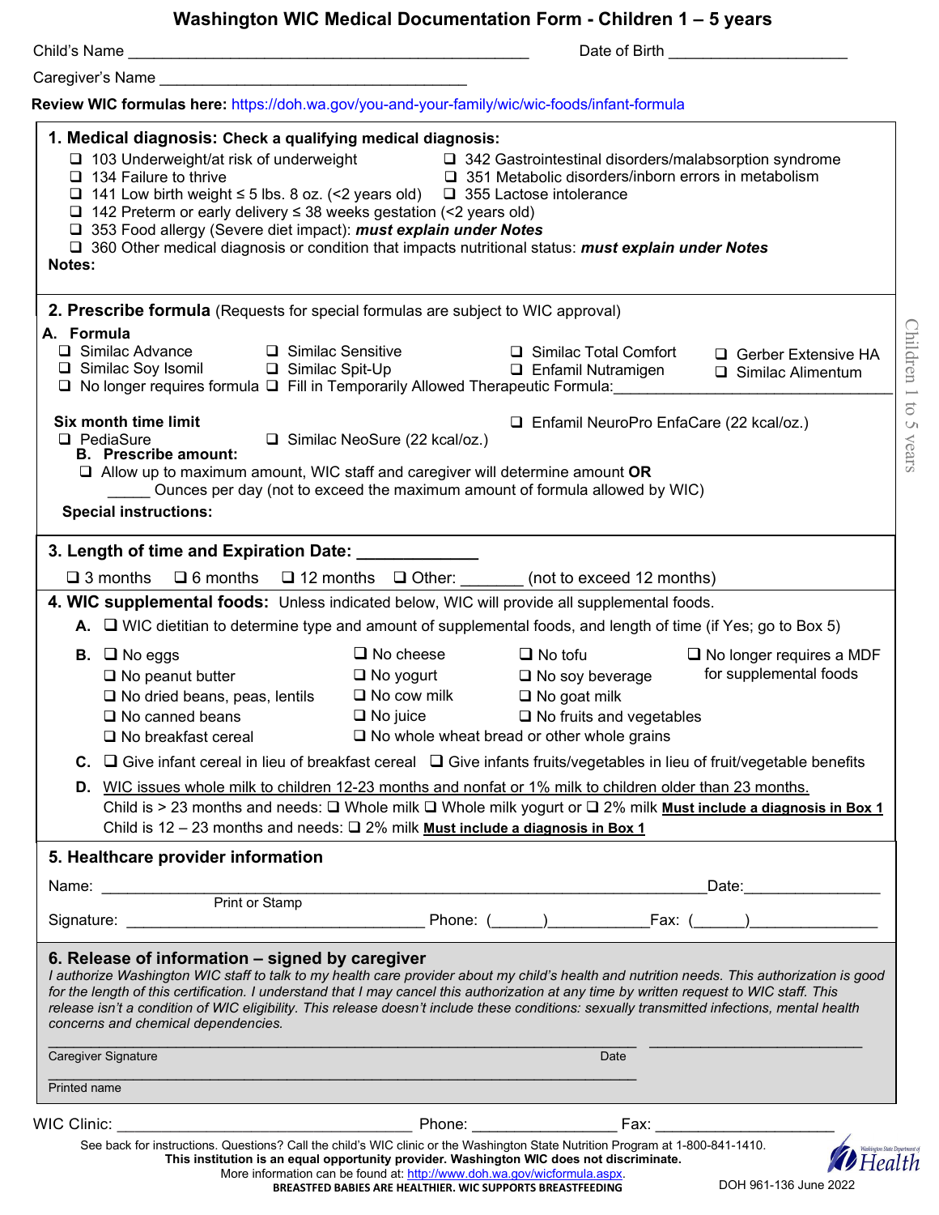# Washington WIC Medical Documentation Form - Children 1 – 5 years

Child's Name ________________________________________________ Date of Birth ____________________

Caregiver's Name ____________________________________

**Review WIC formulas here:** https://doh.wa.gov/you-and-your-family/wic/wic-foods/infant-formula

## 1. Medical diagnosis: Check a qualifying medical diagnosis:

- ❑ 103 Underweight/at risk of underweight
- ❑ 134 Failure to thrive
- ❑ 141 Low birth weight ≤ 5 lbs. 8 oz. (<2 years old)
- ❑ 142 Preterm or early delivery ≤ 38 weeks gestation (<2 years old)
- ❑ 353 Food allergy (Severe diet impact): ***must explain under Notes***
- ❑ 360 Other medical diagnosis or condition that impacts nutritional status: ***must explain under Notes***
- ❑ 342 Gastrointestinal disorders/malabsorption syndrome
- ❑ 351 Metabolic disorders/inborn errors in metabolism
- ❑ 355 Lactose intolerance

**Notes:**

## 2. Prescribe formula (Requests for special formulas are subject to WIC approval)

**A. Formula**

- ❑ Similac Advance
- ❑ Similac Sensitive
- ❑ Similac Total Comfort
- ❑ Gerber Extensive HA
- ❑ Similac Soy Isomil
- ❑ Similac Spit-Up
- ❑ Enfamil Nutramigen
- ❑ Similac Alimentum
- ❑ No longer requires formula
- ❑ Fill in Temporarily Allowed Therapeutic Formula:________________________________

**Six month time limit**

- ❑ PediaSure
- ❑ Similac NeoSure (22 kcal/oz.)
- ❑ Enfamil NeuroPro EnfaCare (22 kcal/oz.)

**B. Prescribe amount:**

- ❑ Allow up to maximum amount, WIC staff and caregiver will determine amount **OR**
- _____ Ounces per day (not to exceed the maximum amount of formula allowed by WIC)

**Special instructions:**

## 3. Length of time and Expiration Date: ____________

❑ 3 months ❑ 6 months ❑ 12 months ❑ Other: _______ (not to exceed 12 months)

## 4. WIC supplemental foods: Unless indicated below, WIC will provide all supplemental foods.

**A.** ❑ WIC dietitian to determine type and amount of supplemental foods, and length of time (if Yes; go to Box 5)

**B.**

- ❑ No eggs
- ❑ No peanut butter
- ❑ No dried beans, peas, lentils
- ❑ No canned beans
- ❑ No breakfast cereal
- ❑ No cheese
- ❑ No yogurt
- ❑ No cow milk
- ❑ No juice
- ❑ No whole wheat bread or other whole grains
- ❑ No tofu
- ❑ No soy beverage
- ❑ No goat milk
- ❑ No fruits and vegetables
- ❑ No longer requires a MDF for supplemental foods

**C.** ❑ Give infant cereal in lieu of breakfast cereal ❑ Give infants fruits/vegetables in lieu of fruit/vegetable benefits

**D.** WIC issues whole milk to children 12-23 months and nonfat or 1% milk to children older than 23 months.

Child is > 23 months and needs: ❑ Whole milk ❑ Whole milk yogurt or ❑ 2% milk **Must include a diagnosis in Box 1**

Child is 12 – 23 months and needs: ❑ 2% milk **Must include a diagnosis in Box 1**

## 5. Healthcare provider information

Name: ______________________________________________________________ Date:______________

Print or Stamp

Signature: ________________________________ Phone: (______)___________Fax: (______)______________

## 6. Release of information – signed by caregiver

*I authorize Washington WIC staff to talk to my health care provider about my child's health and nutrition needs. This authorization is good for the length of this certification. I understand that I may cancel this authorization at any time by written request to WIC staff. This release isn't a condition of WIC eligibility. This release doesn't include these conditions: sexually transmitted infections, mental health concerns and chemical dependencies.*

_____________________________________________________________ _______________________

Caregiver Signature Date

_____________________________________________________________

Printed name

WIC Clinic: ________________________________ Phone: ________________ Fax: ____________________

See back for instructions. Questions? Call the child's WIC clinic or the Washington State Nutrition Program at 1-800-841-1410.

**This institution is an equal opportunity provider. Washington WIC does not discriminate.**

More information can be found at: http://www.doh.wa.gov/wicformula.aspx.

**BREASTFED BABIES ARE HEALTHIER. WIC SUPPORTS BREASTFEEDING**

DOH 961-136 June 2022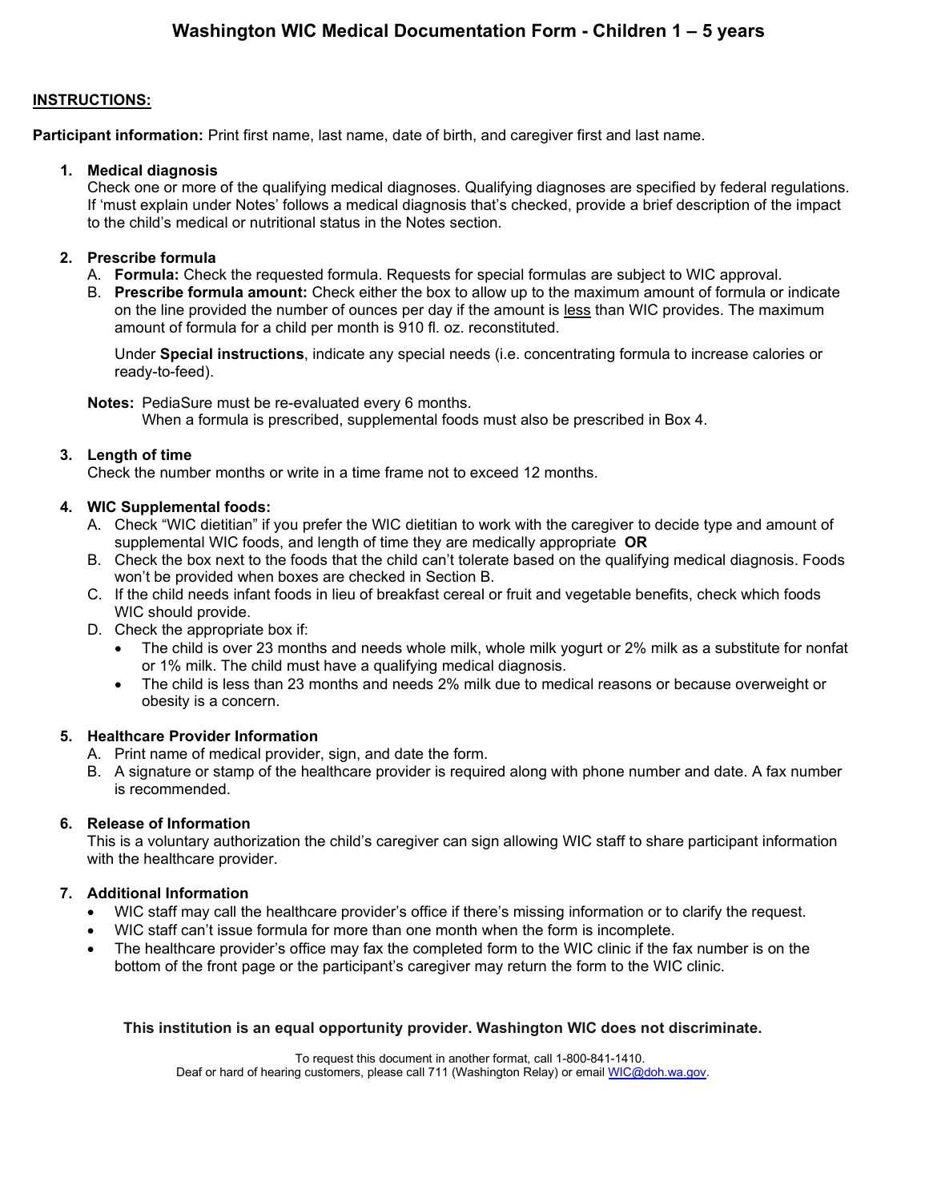# Washington WIC Medical Documentation Form - Children 1 – 5 years

**INSTRUCTIONS:**

**Participant information:** Print first name, last name, date of birth, and caregiver first and last name.

1. **Medical diagnosis**
   Check one or more of the qualifying medical diagnoses. Qualifying diagnoses are specified by federal regulations. If 'must explain under Notes' follows a medical diagnosis that's checked, provide a brief description of the impact to the child's medical or nutritional status in the Notes section.

2. **Prescribe formula**
   A. **Formula:** Check the requested formula. Requests for special formulas are subject to WIC approval.
   B. **Prescribe formula amount:** Check either the box to allow up to the maximum amount of formula or indicate on the line provided the number of ounces per day if the amount is less than WIC provides. The maximum amount of formula for a child per month is 910 fl. oz. reconstituted.

   Under **Special instructions**, indicate any special needs (i.e. concentrating formula to increase calories or ready-to-feed).

   **Notes:** PediaSure must be re-evaluated every 6 months.
   When a formula is prescribed, supplemental foods must also be prescribed in Box 4.

3. **Length of time**
   Check the number months or write in a time frame not to exceed 12 months.

4. **WIC Supplemental foods:**
   A. Check "WIC dietitian" if you prefer the WIC dietitian to work with the caregiver to decide type and amount of supplemental WIC foods, and length of time they are medically appropriate **OR**
   B. Check the box next to the foods that the child can't tolerate based on the qualifying medical diagnosis. Foods won't be provided when boxes are checked in Section B.
   C. If the child needs infant foods in lieu of breakfast cereal or fruit and vegetable benefits, check which foods WIC should provide.
   D. Check the appropriate box if:
   - The child is over 23 months and needs whole milk, whole milk yogurt or 2% milk as a substitute for nonfat or 1% milk. The child must have a qualifying medical diagnosis.
   - The child is less than 23 months and needs 2% milk due to medical reasons or because overweight or obesity is a concern.

5. **Healthcare Provider Information**
   A. Print name of medical provider, sign, and date the form.
   B. A signature or stamp of the healthcare provider is required along with phone number and date. A fax number is recommended.

6. **Release of Information**
   This is a voluntary authorization the child's caregiver can sign allowing WIC staff to share participant information with the healthcare provider.

7. **Additional Information**
   - WIC staff may call the healthcare provider's office if there's missing information or to clarify the request.
   - WIC staff can't issue formula for more than one month when the form is incomplete.
   - The healthcare provider's office may fax the completed form to the WIC clinic if the fax number is on the bottom of the front page or the participant's caregiver may return the form to the WIC clinic.

**This institution is an equal opportunity provider. Washington WIC does not discriminate.**

To request this document in another format, call 1-800-841-1410.
Deaf or hard of hearing customers, please call 711 (Washington Relay) or email WIC@doh.wa.gov.